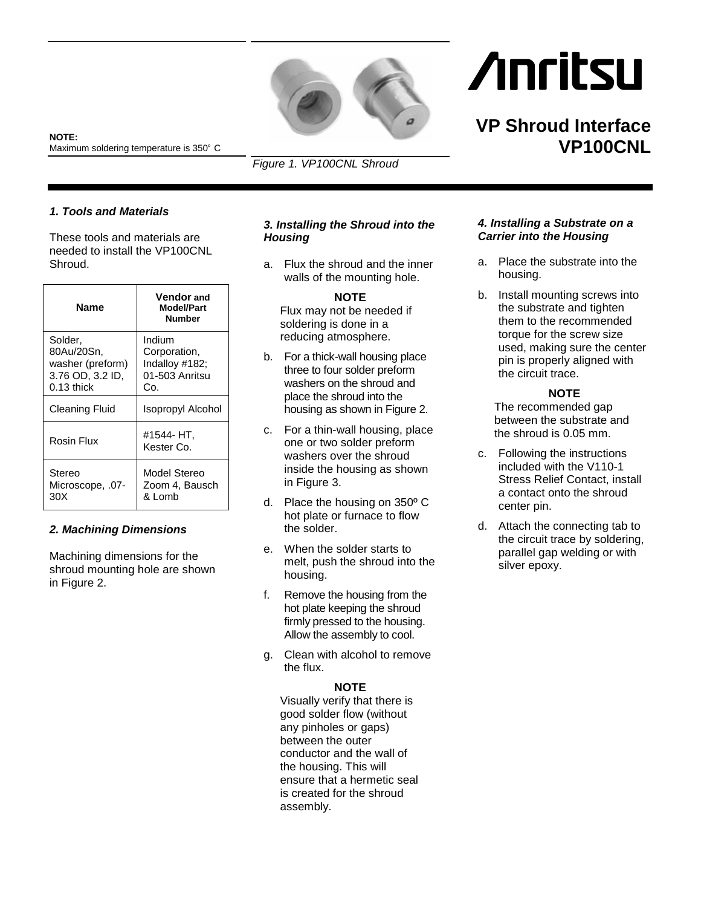# VP Shroud Interface VP100CNL

**NOTE:**
Maximum soldering temperature is 350° C

*Figure 1. VP100CNL Shroud*

### *1. Tools and Materials*

These tools and materials are needed to install the VP100CNL Shroud.

| Name | Vendor and Model/Part Number |
|---|---|
| Solder, 80Au/20Sn, washer (preform) 3.76 OD, 3.2 ID, 0.13 thick | Indium Corporation, Indalloy #182; 01-503 Anritsu Co. |
| Cleaning Fluid | Isopropyl Alcohol |
| Rosin Flux | #1544- HT, Kester Co. |
| Stereo Microscope, .07-30X | Model Stereo Zoom 4, Bausch & Lomb |

### *2. Machining Dimensions*

Machining dimensions for the shroud mounting hole are shown in Figure 2.

### *3. Installing the Shroud into the Housing*

a. Flux the shroud and the inner walls of the mounting hole.

**NOTE**
Flux may not be needed if soldering is done in a reducing atmosphere.

b. For a thick-wall housing place three to four solder preform washers on the shroud and place the shroud into the housing as shown in Figure 2.

c. For a thin-wall housing, place one or two solder preform washers over the shroud inside the housing as shown in Figure 3.

d. Place the housing on 350º C hot plate or furnace to flow the solder.

e. When the solder starts to melt, push the shroud into the housing.

f. Remove the housing from the hot plate keeping the shroud firmly pressed to the housing. Allow the assembly to cool.

g. Clean with alcohol to remove the flux.

**NOTE**
Visually verify that there is good solder flow (without any pinholes or gaps) between the outer conductor and the wall of the housing. This will ensure that a hermetic seal is created for the shroud assembly.

### *4. Installing a Substrate on a Carrier into the Housing*

a. Place the substrate into the housing.

b. Install mounting screws into the substrate and tighten them to the recommended torque for the screw size used, making sure the center pin is properly aligned with the circuit trace.

**NOTE**
The recommended gap between the substrate and the shroud is 0.05 mm.

c. Following the instructions included with the V110-1 Stress Relief Contact, install a contact onto the shroud center pin.

d. Attach the connecting tab to the circuit trace by soldering, parallel gap welding or with silver epoxy.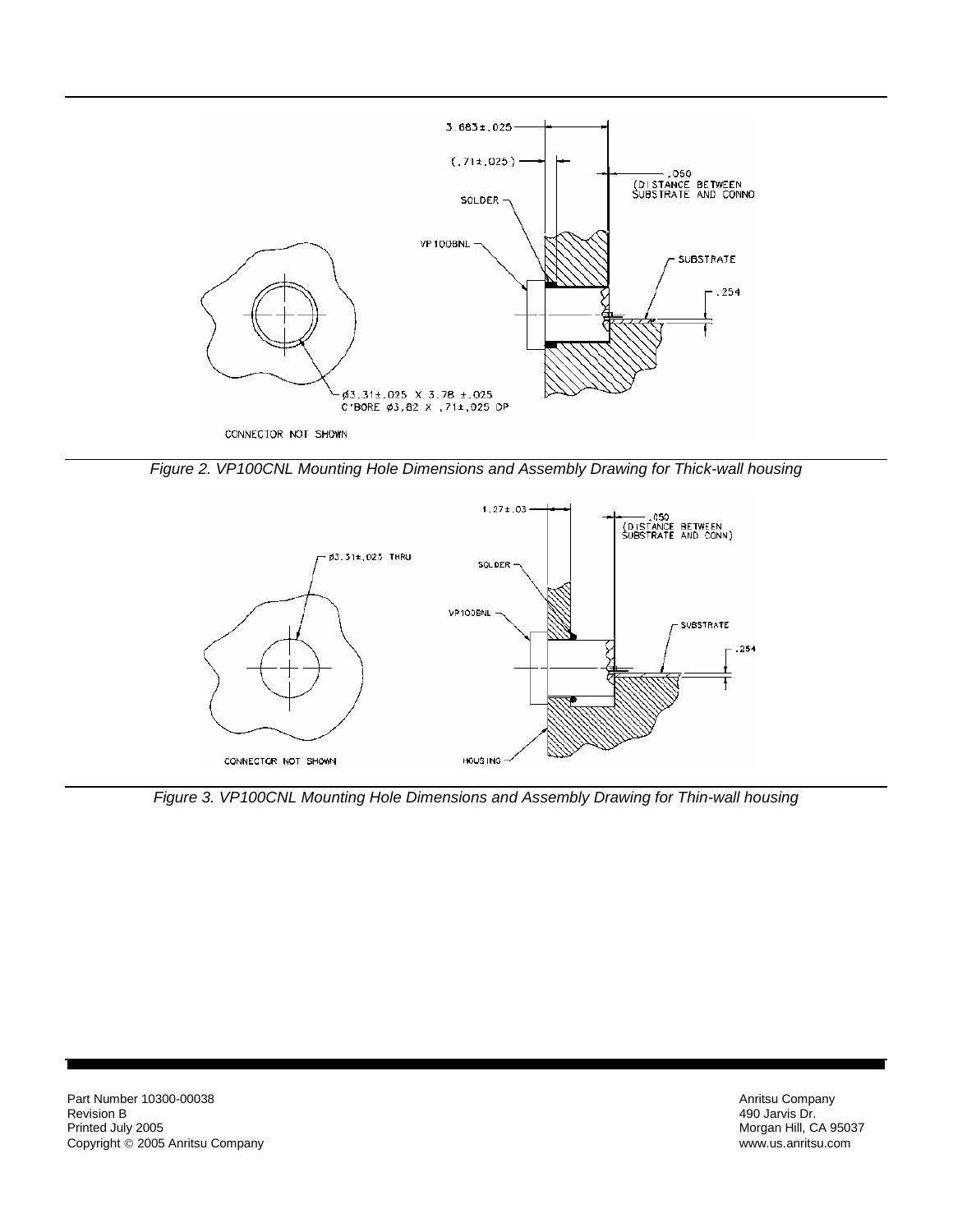3.683±.025

(.71±.025)

.050
(DISTANCE BETWEEN
SUBSTRATE AND CONN0

SOLDER

VP100BNL

SUBSTRATE

.254

ø3.31±.025 X 3.78 ±.025
C'BORE ø3.82 X .71±.025 DP

CONNECTOR NOT SHOWN

*Figure 2. VP100CNL Mounting Hole Dimensions and Assembly Drawing for Thick-wall housing*

1.27±.03

.050
(DISTANCE BETWEEN
SUBSTRATE AND CONN)

ø3.31±.025 THRU

SOLDER

VP100BNL

SUBSTRATE

.254

CONNECTOR NOT SHOWN

HOUSING

*Figure 3. VP100CNL Mounting Hole Dimensions and Assembly Drawing for Thin-wall housing*

Part Number 10300-00038
Revision B
Printed July 2005
Copyright © 2005 Anritsu Company

Anritsu Company
490 Jarvis Dr.
Morgan Hill, CA 95037
www.us.anritsu.com